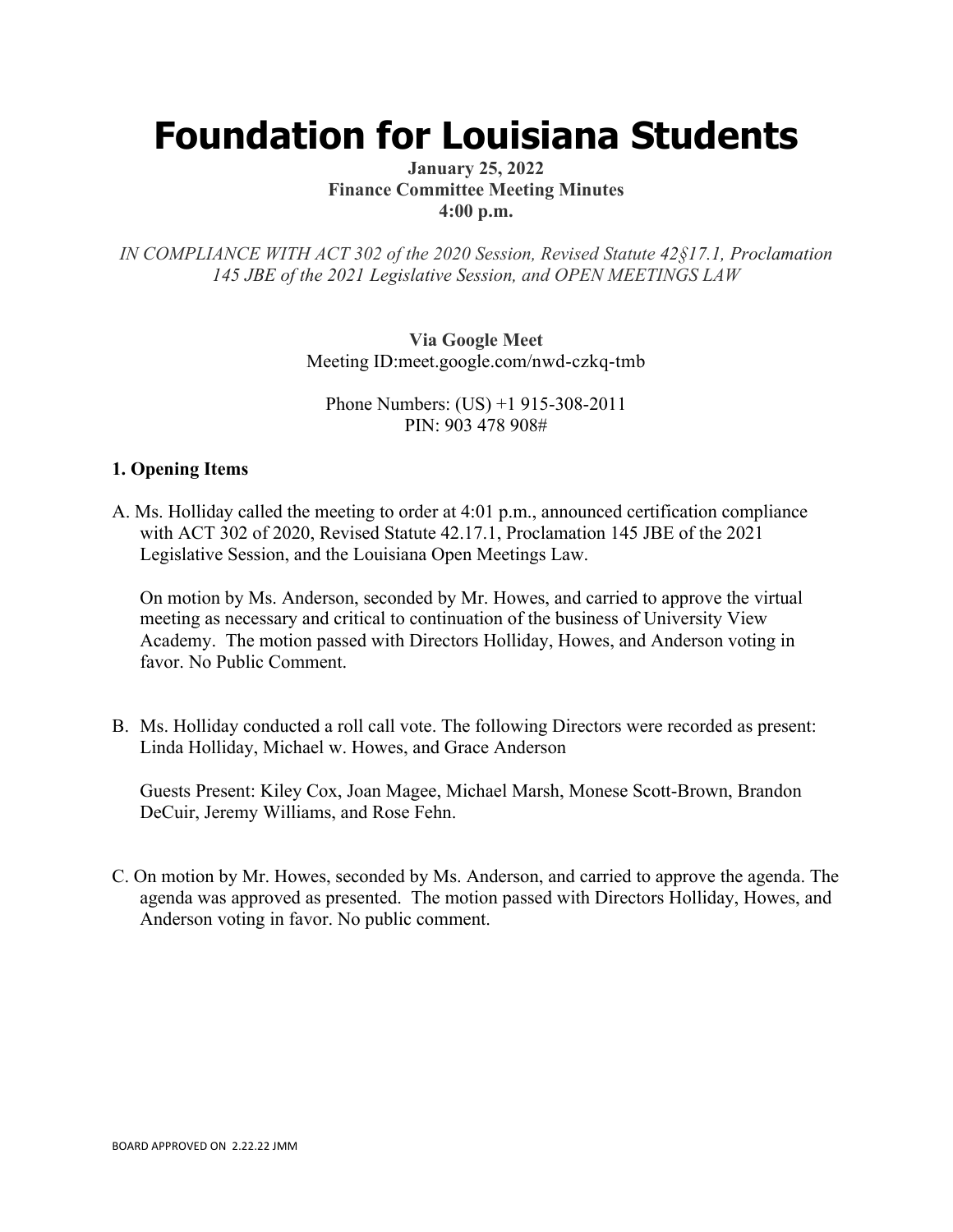# Foundation for Louisiana Students

**January 25, 2022**
**Finance Committee Meeting Minutes**
**4:00 p.m.**

*IN COMPLIANCE WITH ACT 302 of the 2020 Session, Revised Statute 42§17.1, Proclamation 145 JBE of the 2021 Legislative Session, and OPEN MEETINGS LAW*

**Via Google Meet**
Meeting ID:meet.google.com/nwd-czkq-tmb

Phone Numbers: (US) +1 915-308-2011
PIN: 903 478 908#

### 1. Opening Items

A. Ms. Holliday called the meeting to order at 4:01 p.m., announced certification compliance with ACT 302 of 2020, Revised Statute 42.17.1, Proclamation 145 JBE of the 2021 Legislative Session, and the Louisiana Open Meetings Law.

On motion by Ms. Anderson, seconded by Mr. Howes, and carried to approve the virtual meeting as necessary and critical to continuation of the business of University View Academy. The motion passed with Directors Holliday, Howes, and Anderson voting in favor. No Public Comment.

B. Ms. Holliday conducted a roll call vote. The following Directors were recorded as present: Linda Holliday, Michael w. Howes, and Grace Anderson

Guests Present: Kiley Cox, Joan Magee, Michael Marsh, Monese Scott-Brown, Brandon DeCuir, Jeremy Williams, and Rose Fehn.

C. On motion by Mr. Howes, seconded by Ms. Anderson, and carried to approve the agenda. The agenda was approved as presented. The motion passed with Directors Holliday, Howes, and Anderson voting in favor. No public comment.

BOARD APPROVED ON 2.22.22 JMM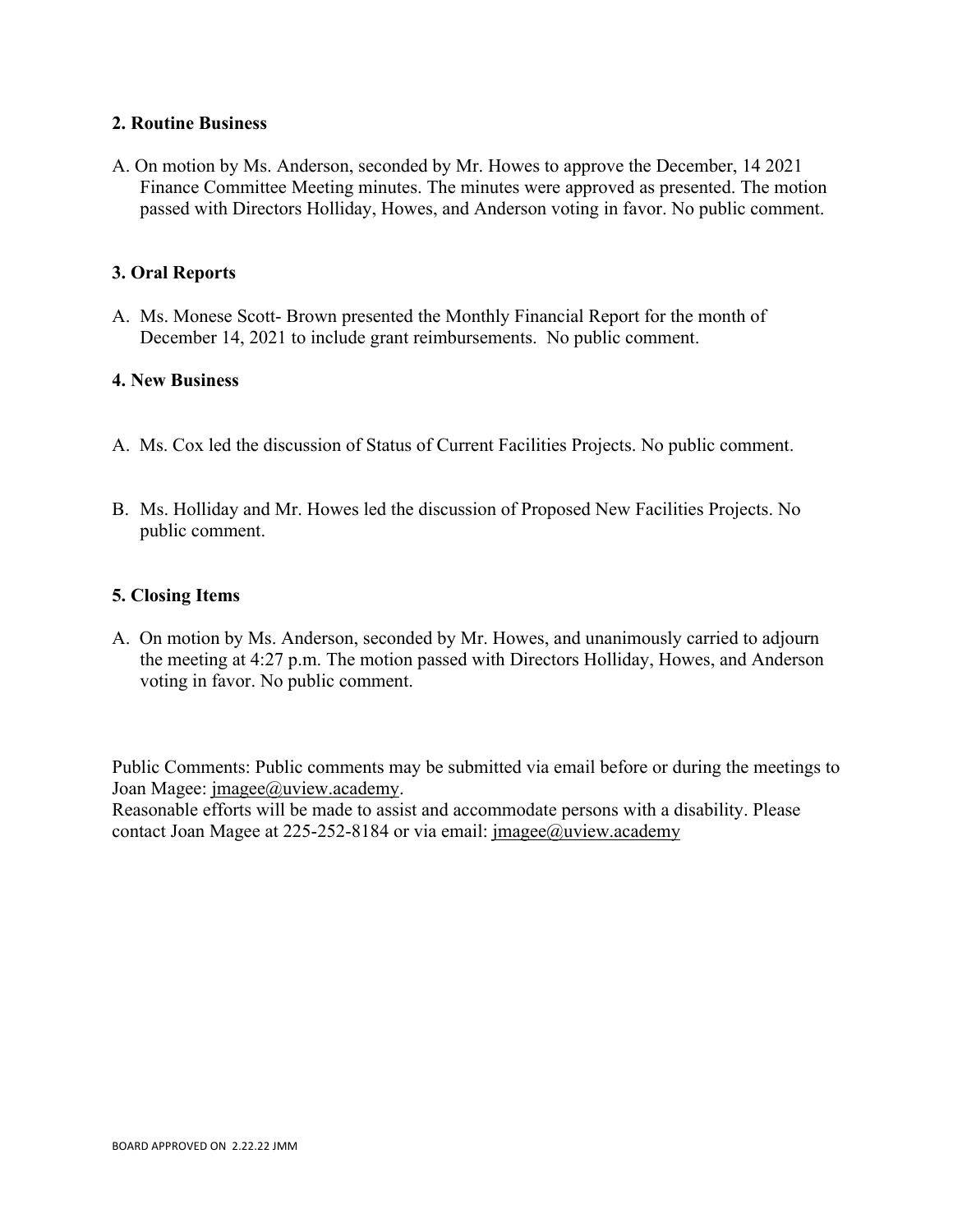**2. Routine Business**

A. On motion by Ms. Anderson, seconded by Mr. Howes to approve the December, 14 2021 Finance Committee Meeting minutes. The minutes were approved as presented. The motion passed with Directors Holliday, Howes, and Anderson voting in favor. No public comment.

**3. Oral Reports**

A. Ms. Monese Scott- Brown presented the Monthly Financial Report for the month of December 14, 2021 to include grant reimbursements. No public comment.

**4. New Business**

A. Ms. Cox led the discussion of Status of Current Facilities Projects. No public comment.

B. Ms. Holliday and Mr. Howes led the discussion of Proposed New Facilities Projects. No public comment.

**5. Closing Items**

A. On motion by Ms. Anderson, seconded by Mr. Howes, and unanimously carried to adjourn the meeting at 4:27 p.m. The motion passed with Directors Holliday, Howes, and Anderson voting in favor. No public comment.

Public Comments: Public comments may be submitted via email before or during the meetings to Joan Magee: jmagee@uview.academy.
Reasonable efforts will be made to assist and accommodate persons with a disability. Please contact Joan Magee at 225-252-8184 or via email: jmagee@uview.academy

BOARD APPROVED ON 2.22.22 JMM